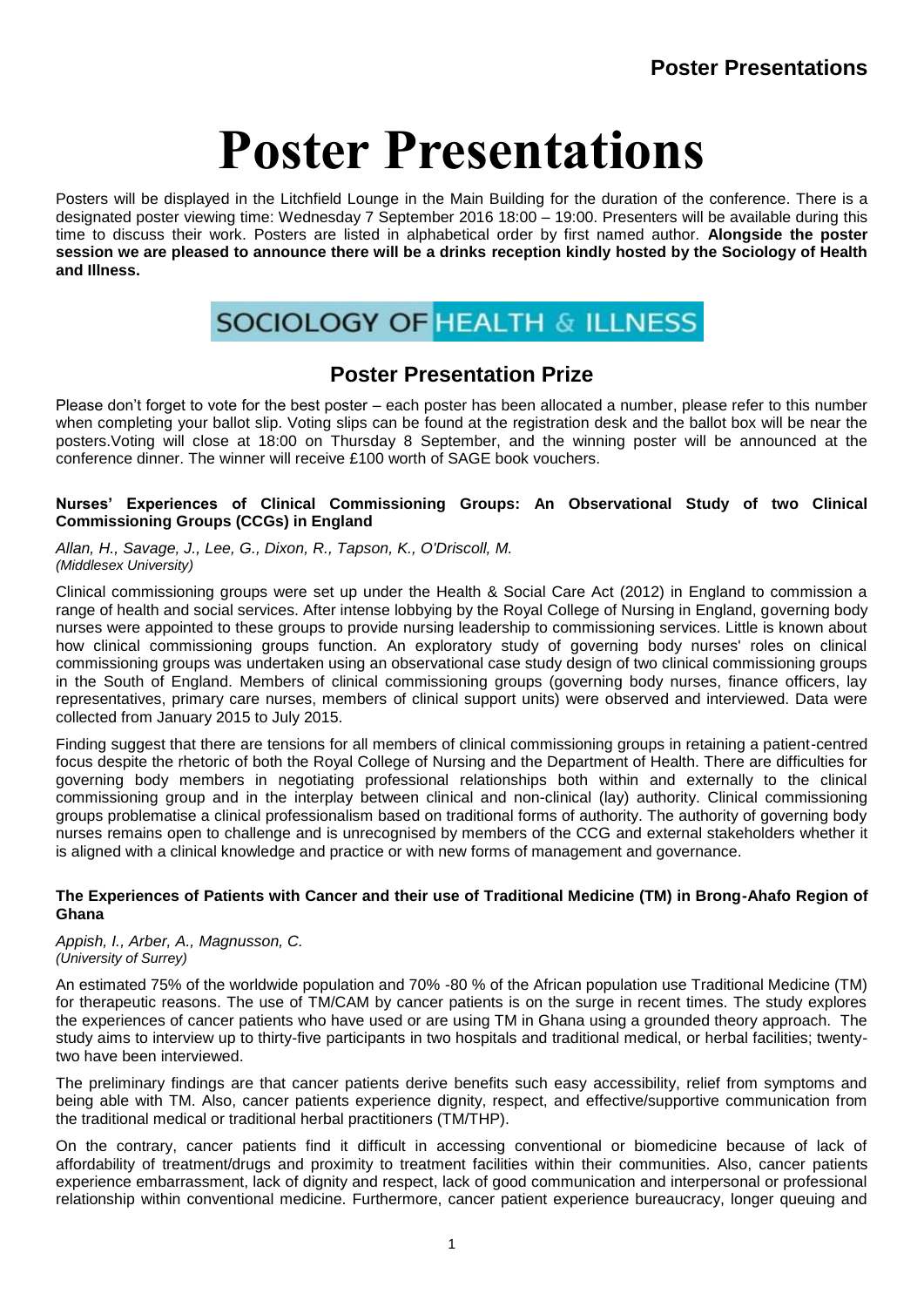# Poster Presentations

Posters will be displayed in the Litchfield Lounge in the Main Building for the duration of the conference. There is a designated poster viewing time: Wednesday 7 September 2016 18:00 – 19:00. Presenters will be available during this time to discuss their work. Posters are listed in alphabetical order by first named author. **Alongside the poster session we are pleased to announce there will be a drinks reception kindly hosted by the Sociology of Health and Illness.**

SOCIOLOGY OF HEALTH & ILLNESS

## Poster Presentation Prize

Please don't forget to vote for the best poster – each poster has been allocated a number, please refer to this number when completing your ballot slip. Voting slips can be found at the registration desk and the ballot box will be near the posters.Voting will close at 18:00 on Thursday 8 September, and the winning poster will be announced at the conference dinner. The winner will receive £100 worth of SAGE book vouchers.

### Nurses' Experiences of Clinical Commissioning Groups: An Observational Study of two Clinical Commissioning Groups (CCGs) in England

*Allan, H., Savage, J., Lee, G., Dixon, R., Tapson, K., O'Driscoll, M.*
*(Middlesex University)*

Clinical commissioning groups were set up under the Health & Social Care Act (2012) in England to commission a range of health and social services. After intense lobbying by the Royal College of Nursing in England, governing body nurses were appointed to these groups to provide nursing leadership to commissioning services. Little is known about how clinical commissioning groups function. An exploratory study of governing body nurses' roles on clinical commissioning groups was undertaken using an observational case study design of two clinical commissioning groups in the South of England. Members of clinical commissioning groups (governing body nurses, finance officers, lay representatives, primary care nurses, members of clinical support units) were observed and interviewed. Data were collected from January 2015 to July 2015.

Finding suggest that there are tensions for all members of clinical commissioning groups in retaining a patient-centred focus despite the rhetoric of both the Royal College of Nursing and the Department of Health. There are difficulties for governing body members in negotiating professional relationships both within and externally to the clinical commissioning group and in the interplay between clinical and non-clinical (lay) authority. Clinical commissioning groups problematise a clinical professionalism based on traditional forms of authority. The authority of governing body nurses remains open to challenge and is unrecognised by members of the CCG and external stakeholders whether it is aligned with a clinical knowledge and practice or with new forms of management and governance.

### The Experiences of Patients with Cancer and their use of Traditional Medicine (TM) in Brong-Ahafo Region of Ghana

*Appish, I., Arber, A., Magnusson, C.*
*(University of Surrey)*

An estimated 75% of the worldwide population and 70% -80 % of the African population use Traditional Medicine (TM) for therapeutic reasons. The use of TM/CAM by cancer patients is on the surge in recent times. The study explores the experiences of cancer patients who have used or are using TM in Ghana using a grounded theory approach. The study aims to interview up to thirty-five participants in two hospitals and traditional medical, or herbal facilities; twenty-two have been interviewed.

The preliminary findings are that cancer patients derive benefits such easy accessibility, relief from symptoms and being able with TM. Also, cancer patients experience dignity, respect, and effective/supportive communication from the traditional medical or traditional herbal practitioners (TM/THP).

On the contrary, cancer patients find it difficult in accessing conventional or biomedicine because of lack of affordability of treatment/drugs and proximity to treatment facilities within their communities. Also, cancer patients experience embarrassment, lack of dignity and respect, lack of good communication and interpersonal or professional relationship within conventional medicine. Furthermore, cancer patient experience bureaucracy, longer queuing and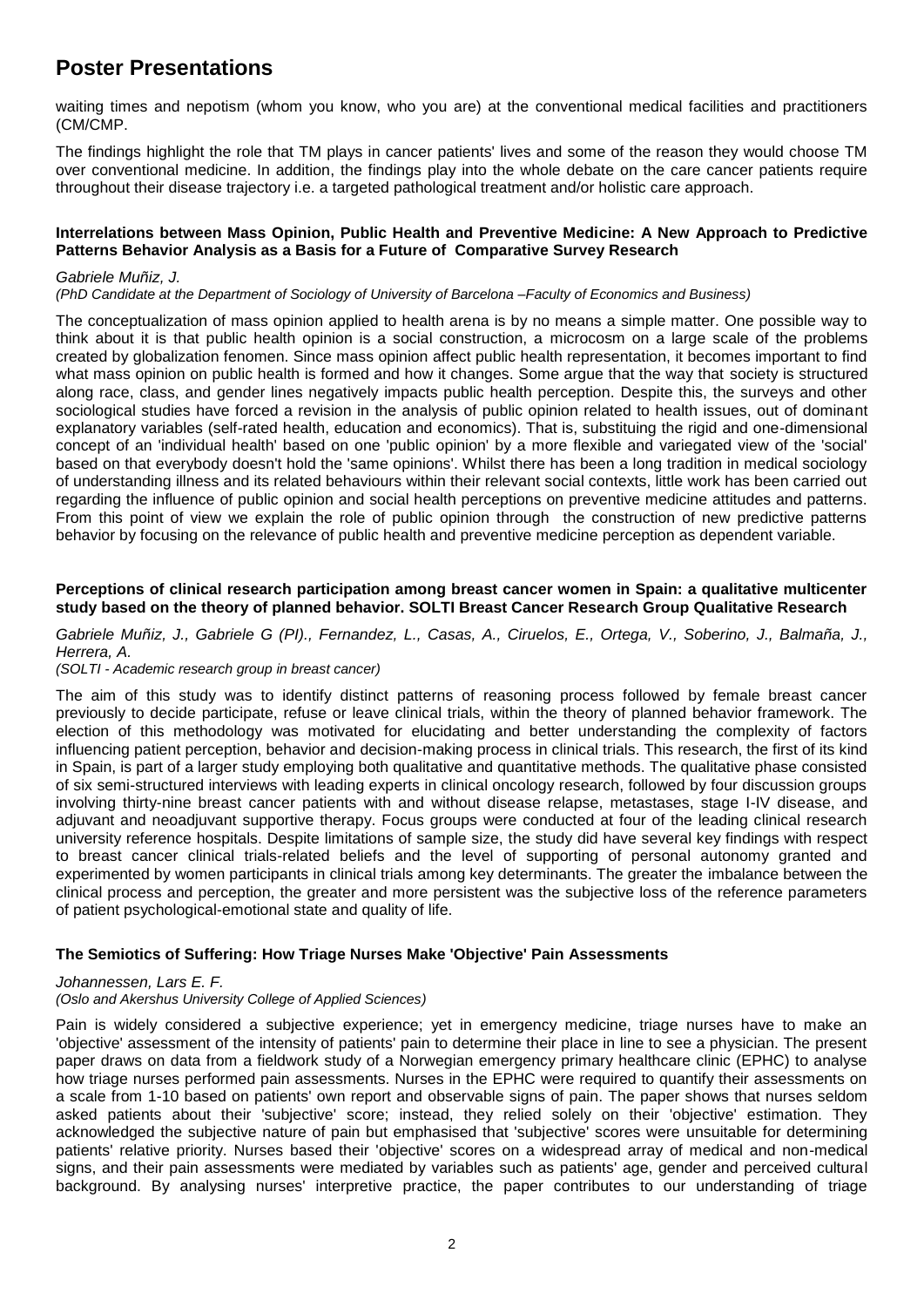# Poster Presentations

waiting times and nepotism (whom you know, who you are) at the conventional medical facilities and practitioners (CM/CMP.

The findings highlight the role that TM plays in cancer patients' lives and some of the reason they would choose TM over conventional medicine. In addition, the findings play into the whole debate on the care cancer patients require throughout their disease trajectory i.e. a targeted pathological treatment and/or holistic care approach.

**Interrelations between Mass Opinion, Public Health and Preventive Medicine: A New Approach to Predictive Patterns Behavior Analysis as a Basis for a Future of Comparative Survey Research**

*Gabriele Muñiz, J.*

*(PhD Candidate at the Department of Sociology of University of Barcelona –Faculty of Economics and Business)*

The conceptualization of mass opinion applied to health arena is by no means a simple matter. One possible way to think about it is that public health opinion is a social construction, a microcosm on a large scale of the problems created by globalization fenomen. Since mass opinion affect public health representation, it becomes important to find what mass opinion on public health is formed and how it changes. Some argue that the way that society is structured along race, class, and gender lines negatively impacts public health perception. Despite this, the surveys and other sociological studies have forced a revision in the analysis of public opinion related to health issues, out of dominant explanatory variables (self-rated health, education and economics). That is, substituing the rigid and one-dimensional concept of an 'individual health' based on one 'public opinion' by a more flexible and variegated view of the 'social' based on that everybody doesn't hold the 'same opinions'. Whilst there has been a long tradition in medical sociology of understanding illness and its related behaviours within their relevant social contexts, little work has been carried out regarding the influence of public opinion and social health perceptions on preventive medicine attitudes and patterns. From this point of view we explain the role of public opinion through the construction of new predictive patterns behavior by focusing on the relevance of public health and preventive medicine perception as dependent variable.

**Perceptions of clinical research participation among breast cancer women in Spain: a qualitative multicenter study based on the theory of planned behavior. SOLTI Breast Cancer Research Group Qualitative Research**

*Gabriele Muñiz, J., Gabriele G (PI)., Fernandez, L., Casas, A., Ciruelos, E., Ortega, V., Soberino, J., Balmaña, J., Herrera, A.*

*(SOLTI - Academic research group in breast cancer)*

The aim of this study was to identify distinct patterns of reasoning process followed by female breast cancer previously to decide participate, refuse or leave clinical trials, within the theory of planned behavior framework. The election of this methodology was motivated for elucidating and better understanding the complexity of factors influencing patient perception, behavior and decision-making process in clinical trials. This research, the first of its kind in Spain, is part of a larger study employing both qualitative and quantitative methods. The qualitative phase consisted of six semi-structured interviews with leading experts in clinical oncology research, followed by four discussion groups involving thirty-nine breast cancer patients with and without disease relapse, metastases, stage I-IV disease, and adjuvant and neoadjuvant supportive therapy. Focus groups were conducted at four of the leading clinical research university reference hospitals. Despite limitations of sample size, the study did have several key findings with respect to breast cancer clinical trials-related beliefs and the level of supporting of personal autonomy granted and experimented by women participants in clinical trials among key determinants. The greater the imbalance between the clinical process and perception, the greater and more persistent was the subjective loss of the reference parameters of patient psychological-emotional state and quality of life.

**The Semiotics of Suffering: How Triage Nurses Make 'Objective' Pain Assessments**

*Johannessen, Lars E. F.*

*(Oslo and Akershus University College of Applied Sciences)*

Pain is widely considered a subjective experience; yet in emergency medicine, triage nurses have to make an 'objective' assessment of the intensity of patients' pain to determine their place in line to see a physician. The present paper draws on data from a fieldwork study of a Norwegian emergency primary healthcare clinic (EPHC) to analyse how triage nurses performed pain assessments. Nurses in the EPHC were required to quantify their assessments on a scale from 1-10 based on patients' own report and observable signs of pain. The paper shows that nurses seldom asked patients about their 'subjective' score; instead, they relied solely on their 'objective' estimation. They acknowledged the subjective nature of pain but emphasised that 'subjective' scores were unsuitable for determining patients' relative priority. Nurses based their 'objective' scores on a widespread array of medical and non-medical signs, and their pain assessments were mediated by variables such as patients' age, gender and perceived cultural background. By analysing nurses' interpretive practice, the paper contributes to our understanding of triage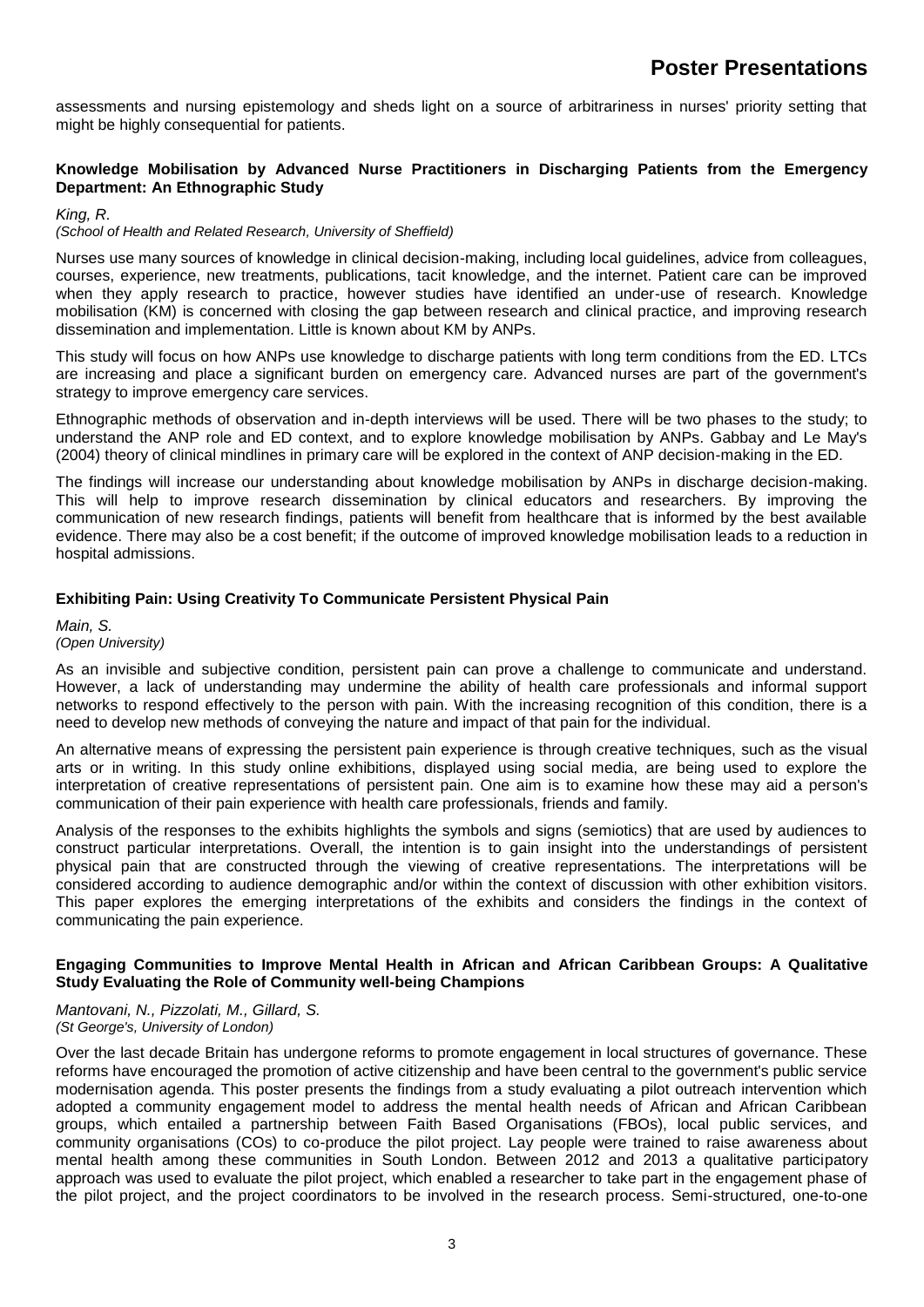assessments and nursing epistemology and sheds light on a source of arbitrariness in nurses' priority setting that might be highly consequential for patients.

### Knowledge Mobilisation by Advanced Nurse Practitioners in Discharging Patients from the Emergency Department: An Ethnographic Study

*King, R.*
*(School of Health and Related Research, University of Sheffield)*

Nurses use many sources of knowledge in clinical decision-making, including local guidelines, advice from colleagues, courses, experience, new treatments, publications, tacit knowledge, and the internet. Patient care can be improved when they apply research to practice, however studies have identified an under-use of research. Knowledge mobilisation (KM) is concerned with closing the gap between research and clinical practice, and improving research dissemination and implementation. Little is known about KM by ANPs.

This study will focus on how ANPs use knowledge to discharge patients with long term conditions from the ED. LTCs are increasing and place a significant burden on emergency care. Advanced nurses are part of the government's strategy to improve emergency care services.

Ethnographic methods of observation and in-depth interviews will be used. There will be two phases to the study; to understand the ANP role and ED context, and to explore knowledge mobilisation by ANPs. Gabbay and Le May's (2004) theory of clinical mindlines in primary care will be explored in the context of ANP decision-making in the ED.

The findings will increase our understanding about knowledge mobilisation by ANPs in discharge decision-making. This will help to improve research dissemination by clinical educators and researchers. By improving the communication of new research findings, patients will benefit from healthcare that is informed by the best available evidence. There may also be a cost benefit; if the outcome of improved knowledge mobilisation leads to a reduction in hospital admissions.

### Exhibiting Pain: Using Creativity To Communicate Persistent Physical Pain

*Main, S.*
*(Open University)*

As an invisible and subjective condition, persistent pain can prove a challenge to communicate and understand. However, a lack of understanding may undermine the ability of health care professionals and informal support networks to respond effectively to the person with pain. With the increasing recognition of this condition, there is a need to develop new methods of conveying the nature and impact of that pain for the individual.

An alternative means of expressing the persistent pain experience is through creative techniques, such as the visual arts or in writing. In this study online exhibitions, displayed using social media, are being used to explore the interpretation of creative representations of persistent pain. One aim is to examine how these may aid a person's communication of their pain experience with health care professionals, friends and family.

Analysis of the responses to the exhibits highlights the symbols and signs (semiotics) that are used by audiences to construct particular interpretations. Overall, the intention is to gain insight into the understandings of persistent physical pain that are constructed through the viewing of creative representations. The interpretations will be considered according to audience demographic and/or within the context of discussion with other exhibition visitors. This paper explores the emerging interpretations of the exhibits and considers the findings in the context of communicating the pain experience.

### Engaging Communities to Improve Mental Health in African and African Caribbean Groups: A Qualitative Study Evaluating the Role of Community well-being Champions

*Mantovani, N., Pizzolati, M., Gillard, S.*
*(St George's, University of London)*

Over the last decade Britain has undergone reforms to promote engagement in local structures of governance. These reforms have encouraged the promotion of active citizenship and have been central to the government's public service modernisation agenda. This poster presents the findings from a study evaluating a pilot outreach intervention which adopted a community engagement model to address the mental health needs of African and African Caribbean groups, which entailed a partnership between Faith Based Organisations (FBOs), local public services, and community organisations (COs) to co-produce the pilot project. Lay people were trained to raise awareness about mental health among these communities in South London. Between 2012 and 2013 a qualitative participatory approach was used to evaluate the pilot project, which enabled a researcher to take part in the engagement phase of the pilot project, and the project coordinators to be involved in the research process. Semi-structured, one-to-one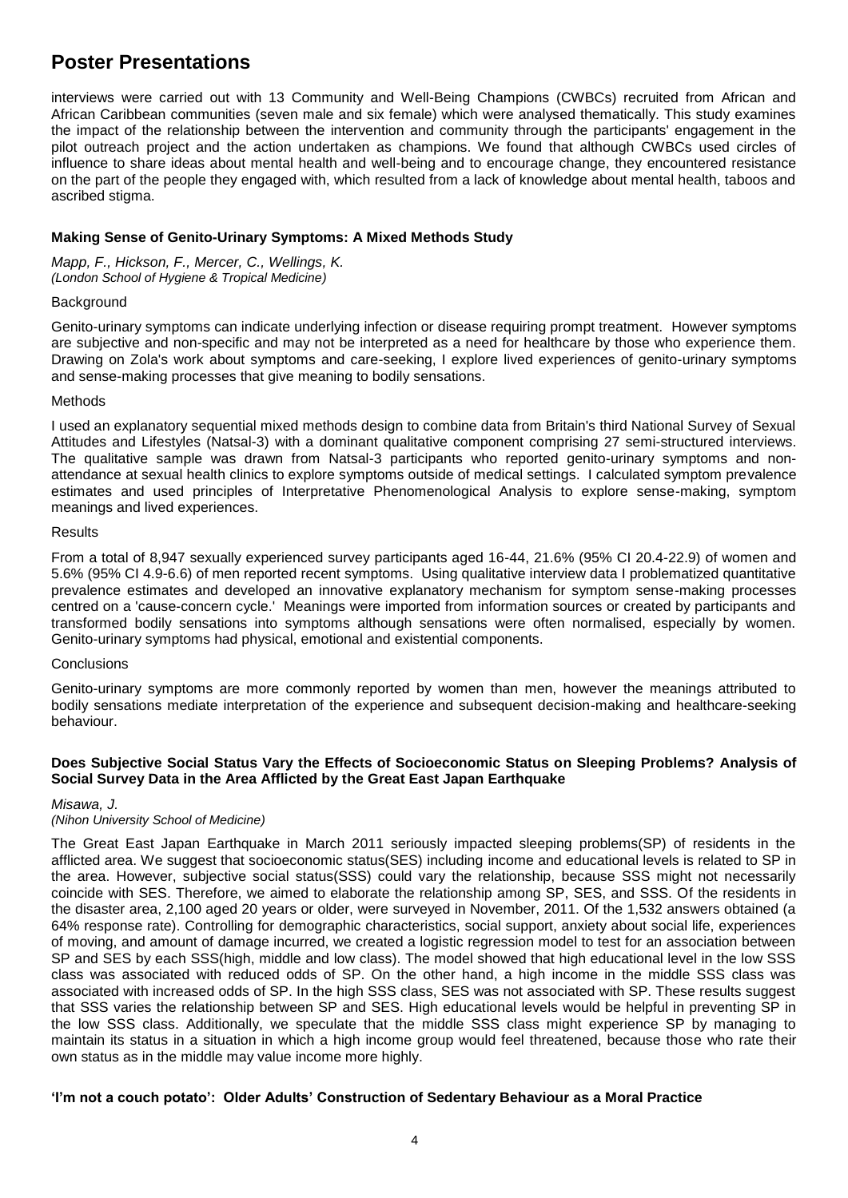# Poster Presentations

interviews were carried out with 13 Community and Well-Being Champions (CWBCs) recruited from African and African Caribbean communities (seven male and six female) which were analysed thematically. This study examines the impact of the relationship between the intervention and community through the participants' engagement in the pilot outreach project and the action undertaken as champions. We found that although CWBCs used circles of influence to share ideas about mental health and well-being and to encourage change, they encountered resistance on the part of the people they engaged with, which resulted from a lack of knowledge about mental health, taboos and ascribed stigma.

### Making Sense of Genito-Urinary Symptoms: A Mixed Methods Study

*Mapp, F., Hickson, F., Mercer, C., Wellings, K.*
*(London School of Hygiene & Tropical Medicine)*

Background

Genito-urinary symptoms can indicate underlying infection or disease requiring prompt treatment. However symptoms are subjective and non-specific and may not be interpreted as a need for healthcare by those who experience them. Drawing on Zola's work about symptoms and care-seeking, I explore lived experiences of genito-urinary symptoms and sense-making processes that give meaning to bodily sensations.

Methods

I used an explanatory sequential mixed methods design to combine data from Britain's third National Survey of Sexual Attitudes and Lifestyles (Natsal-3) with a dominant qualitative component comprising 27 semi-structured interviews. The qualitative sample was drawn from Natsal-3 participants who reported genito-urinary symptoms and non-attendance at sexual health clinics to explore symptoms outside of medical settings. I calculated symptom prevalence estimates and used principles of Interpretative Phenomenological Analysis to explore sense-making, symptom meanings and lived experiences.

Results

From a total of 8,947 sexually experienced survey participants aged 16-44, 21.6% (95% CI 20.4-22.9) of women and 5.6% (95% CI 4.9-6.6) of men reported recent symptoms. Using qualitative interview data I problematized quantitative prevalence estimates and developed an innovative explanatory mechanism for symptom sense-making processes centred on a 'cause-concern cycle.' Meanings were imported from information sources or created by participants and transformed bodily sensations into symptoms although sensations were often normalised, especially by women. Genito-urinary symptoms had physical, emotional and existential components.

Conclusions

Genito-urinary symptoms are more commonly reported by women than men, however the meanings attributed to bodily sensations mediate interpretation of the experience and subsequent decision-making and healthcare-seeking behaviour.

### Does Subjective Social Status Vary the Effects of Socioeconomic Status on Sleeping Problems? Analysis of Social Survey Data in the Area Afflicted by the Great East Japan Earthquake

*Misawa, J.*
*(Nihon University School of Medicine)*

The Great East Japan Earthquake in March 2011 seriously impacted sleeping problems(SP) of residents in the afflicted area. We suggest that socioeconomic status(SES) including income and educational levels is related to SP in the area. However, subjective social status(SSS) could vary the relationship, because SSS might not necessarily coincide with SES. Therefore, we aimed to elaborate the relationship among SP, SES, and SSS. Of the residents in the disaster area, 2,100 aged 20 years or older, were surveyed in November, 2011. Of the 1,532 answers obtained (a 64% response rate). Controlling for demographic characteristics, social support, anxiety about social life, experiences of moving, and amount of damage incurred, we created a logistic regression model to test for an association between SP and SES by each SSS(high, middle and low class). The model showed that high educational level in the low SSS class was associated with reduced odds of SP. On the other hand, a high income in the middle SSS class was associated with increased odds of SP. In the high SSS class, SES was not associated with SP. These results suggest that SSS varies the relationship between SP and SES. High educational levels would be helpful in preventing SP in the low SSS class. Additionally, we speculate that the middle SSS class might experience SP by managing to maintain its status in a situation in which a high income group would feel threatened, because those who rate their own status as in the middle may value income more highly.

### 'I'm not a couch potato': Older Adults' Construction of Sedentary Behaviour as a Moral Practice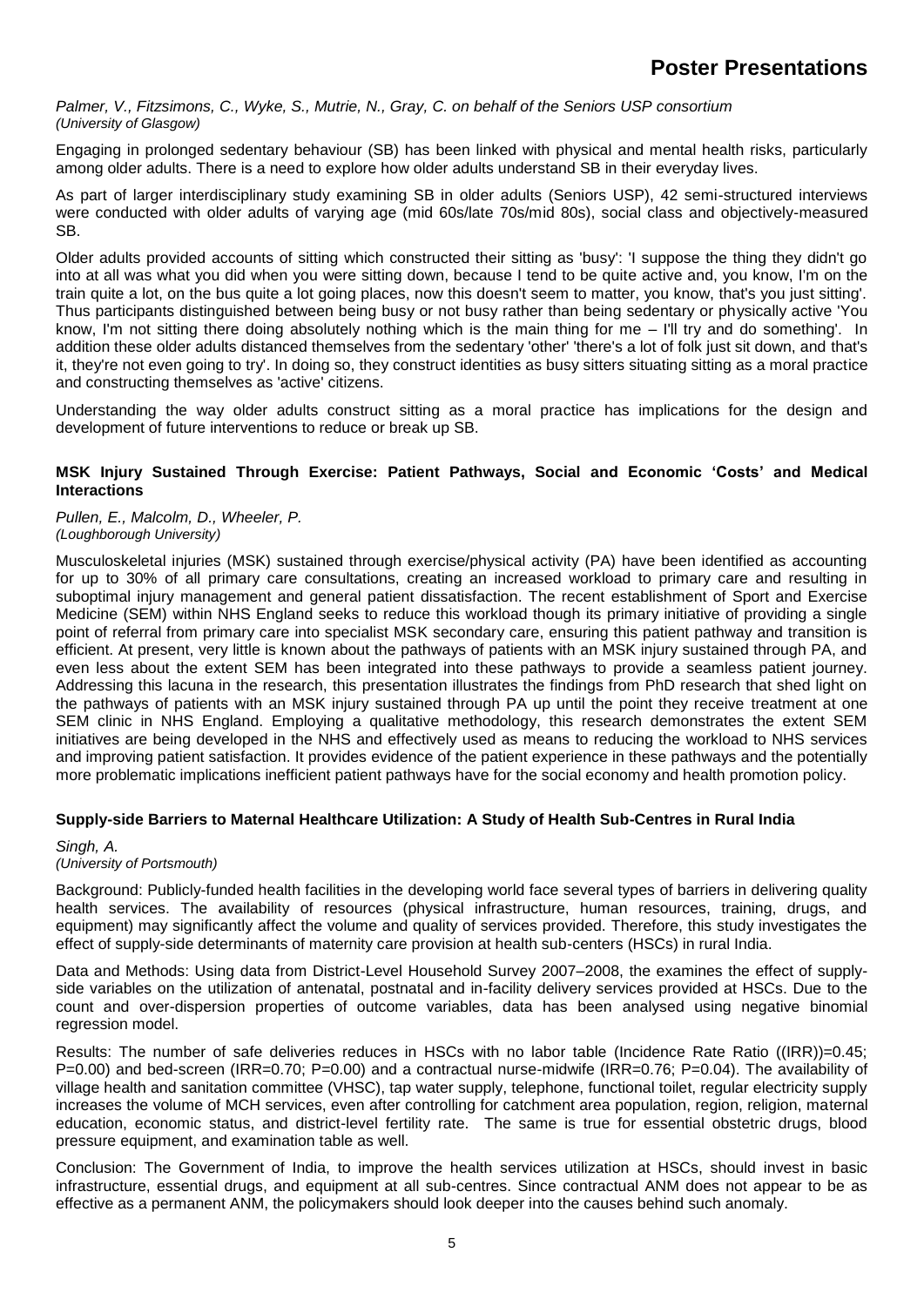*Palmer, V., Fitzsimons, C., Wyke, S., Mutrie, N., Gray, C. on behalf of the Seniors USP consortium*
*(University of Glasgow)*

Engaging in prolonged sedentary behaviour (SB) has been linked with physical and mental health risks, particularly among older adults. There is a need to explore how older adults understand SB in their everyday lives.

As part of larger interdisciplinary study examining SB in older adults (Seniors USP), 42 semi-structured interviews were conducted with older adults of varying age (mid 60s/late 70s/mid 80s), social class and objectively-measured SB.

Older adults provided accounts of sitting which constructed their sitting as 'busy': 'I suppose the thing they didn't go into at all was what you did when you were sitting down, because I tend to be quite active and, you know, I'm on the train quite a lot, on the bus quite a lot going places, now this doesn't seem to matter, you know, that's you just sitting'. Thus participants distinguished between being busy or not busy rather than being sedentary or physically active 'You know, I'm not sitting there doing absolutely nothing which is the main thing for me – I'll try and do something'. In addition these older adults distanced themselves from the sedentary 'other' 'there's a lot of folk just sit down, and that's it, they're not even going to try'. In doing so, they construct identities as busy sitters situating sitting as a moral practice and constructing themselves as 'active' citizens.

Understanding the way older adults construct sitting as a moral practice has implications for the design and development of future interventions to reduce or break up SB.

### MSK Injury Sustained Through Exercise: Patient Pathways, Social and Economic 'Costs' and Medical Interactions

*Pullen, E., Malcolm, D., Wheeler, P.*
*(Loughborough University)*

Musculoskeletal injuries (MSK) sustained through exercise/physical activity (PA) have been identified as accounting for up to 30% of all primary care consultations, creating an increased workload to primary care and resulting in suboptimal injury management and general patient dissatisfaction. The recent establishment of Sport and Exercise Medicine (SEM) within NHS England seeks to reduce this workload though its primary initiative of providing a single point of referral from primary care into specialist MSK secondary care, ensuring this patient pathway and transition is efficient. At present, very little is known about the pathways of patients with an MSK injury sustained through PA, and even less about the extent SEM has been integrated into these pathways to provide a seamless patient journey. Addressing this lacuna in the research, this presentation illustrates the findings from PhD research that shed light on the pathways of patients with an MSK injury sustained through PA up until the point they receive treatment at one SEM clinic in NHS England. Employing a qualitative methodology, this research demonstrates the extent SEM initiatives are being developed in the NHS and effectively used as means to reducing the workload to NHS services and improving patient satisfaction. It provides evidence of the patient experience in these pathways and the potentially more problematic implications inefficient patient pathways have for the social economy and health promotion policy.

### Supply-side Barriers to Maternal Healthcare Utilization: A Study of Health Sub-Centres in Rural India

*Singh, A.*
*(University of Portsmouth)*

Background: Publicly-funded health facilities in the developing world face several types of barriers in delivering quality health services. The availability of resources (physical infrastructure, human resources, training, drugs, and equipment) may significantly affect the volume and quality of services provided. Therefore, this study investigates the effect of supply-side determinants of maternity care provision at health sub-centers (HSCs) in rural India.

Data and Methods: Using data from District-Level Household Survey 2007–2008, the examines the effect of supply-side variables on the utilization of antenatal, postnatal and in-facility delivery services provided at HSCs. Due to the count and over-dispersion properties of outcome variables, data has been analysed using negative binomial regression model.

Results: The number of safe deliveries reduces in HSCs with no labor table (Incidence Rate Ratio ((IRR))=0.45; P=0.00) and bed-screen (IRR=0.70; P=0.00) and a contractual nurse-midwife (IRR=0.76; P=0.04). The availability of village health and sanitation committee (VHSC), tap water supply, telephone, functional toilet, regular electricity supply increases the volume of MCH services, even after controlling for catchment area population, region, religion, maternal education, economic status, and district-level fertility rate. The same is true for essential obstetric drugs, blood pressure equipment, and examination table as well.

Conclusion: The Government of India, to improve the health services utilization at HSCs, should invest in basic infrastructure, essential drugs, and equipment at all sub-centres. Since contractual ANM does not appear to be as effective as a permanent ANM, the policymakers should look deeper into the causes behind such anomaly.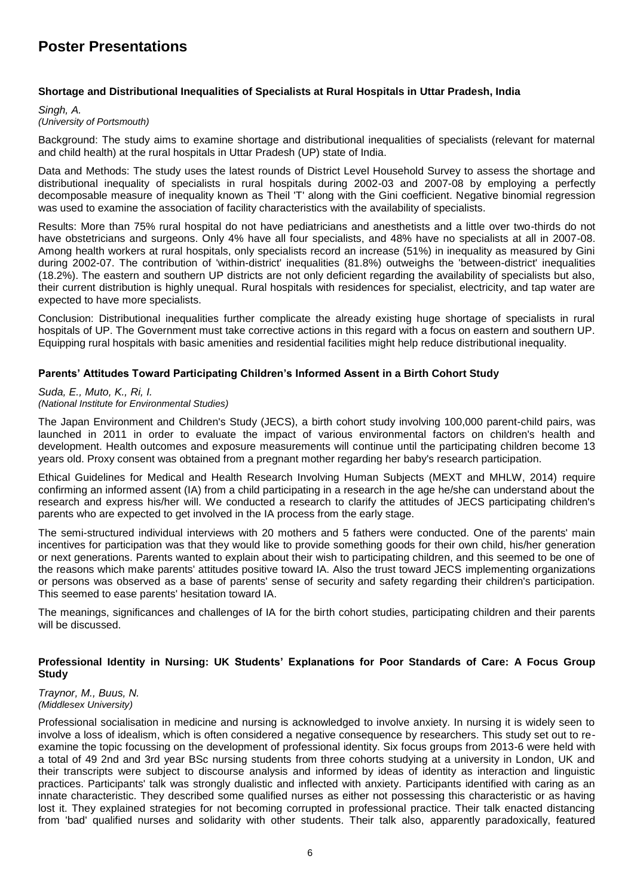# Poster Presentations

### Shortage and Distributional Inequalities of Specialists at Rural Hospitals in Uttar Pradesh, India

*Singh, A.*
*(University of Portsmouth)*

Background: The study aims to examine shortage and distributional inequalities of specialists (relevant for maternal and child health) at the rural hospitals in Uttar Pradesh (UP) state of India.

Data and Methods: The study uses the latest rounds of District Level Household Survey to assess the shortage and distributional inequality of specialists in rural hospitals during 2002-03 and 2007-08 by employing a perfectly decomposable measure of inequality known as Theil 'T' along with the Gini coefficient. Negative binomial regression was used to examine the association of facility characteristics with the availability of specialists.

Results: More than 75% rural hospital do not have pediatricians and anesthetists and a little over two-thirds do not have obstetricians and surgeons. Only 4% have all four specialists, and 48% have no specialists at all in 2007-08. Among health workers at rural hospitals, only specialists record an increase (51%) in inequality as measured by Gini during 2002-07. The contribution of 'within-district' inequalities (81.8%) outweighs the 'between-district' inequalities (18.2%). The eastern and southern UP districts are not only deficient regarding the availability of specialists but also, their current distribution is highly unequal. Rural hospitals with residences for specialist, electricity, and tap water are expected to have more specialists.

Conclusion: Distributional inequalities further complicate the already existing huge shortage of specialists in rural hospitals of UP. The Government must take corrective actions in this regard with a focus on eastern and southern UP. Equipping rural hospitals with basic amenities and residential facilities might help reduce distributional inequality.

### Parents' Attitudes Toward Participating Children's Informed Assent in a Birth Cohort Study

*Suda, E., Muto, K., Ri, I.*
*(National Institute for Environmental Studies)*

The Japan Environment and Children's Study (JECS), a birth cohort study involving 100,000 parent-child pairs, was launched in 2011 in order to evaluate the impact of various environmental factors on children's health and development. Health outcomes and exposure measurements will continue until the participating children become 13 years old. Proxy consent was obtained from a pregnant mother regarding her baby's research participation.

Ethical Guidelines for Medical and Health Research Involving Human Subjects (MEXT and MHLW, 2014) require confirming an informed assent (IA) from a child participating in a research in the age he/she can understand about the research and express his/her will. We conducted a research to clarify the attitudes of JECS participating children's parents who are expected to get involved in the IA process from the early stage.

The semi-structured individual interviews with 20 mothers and 5 fathers were conducted. One of the parents' main incentives for participation was that they would like to provide something goods for their own child, his/her generation or next generations. Parents wanted to explain about their wish to participating children, and this seemed to be one of the reasons which make parents' attitudes positive toward IA. Also the trust toward JECS implementing organizations or persons was observed as a base of parents' sense of security and safety regarding their children's participation. This seemed to ease parents' hesitation toward IA.

The meanings, significances and challenges of IA for the birth cohort studies, participating children and their parents will be discussed.

### Professional Identity in Nursing: UK Students' Explanations for Poor Standards of Care: A Focus Group Study

*Traynor, M., Buus, N.*
*(Middlesex University)*

Professional socialisation in medicine and nursing is acknowledged to involve anxiety. In nursing it is widely seen to involve a loss of idealism, which is often considered a negative consequence by researchers. This study set out to re-examine the topic focussing on the development of professional identity. Six focus groups from 2013-6 were held with a total of 49 2nd and 3rd year BSc nursing students from three cohorts studying at a university in London, UK and their transcripts were subject to discourse analysis and informed by ideas of identity as interaction and linguistic practices. Participants' talk was strongly dualistic and inflected with anxiety. Participants identified with caring as an innate characteristic. They described some qualified nurses as either not possessing this characteristic or as having lost it. They explained strategies for not becoming corrupted in professional practice. Their talk enacted distancing from 'bad' qualified nurses and solidarity with other students. Their talk also, apparently paradoxically, featured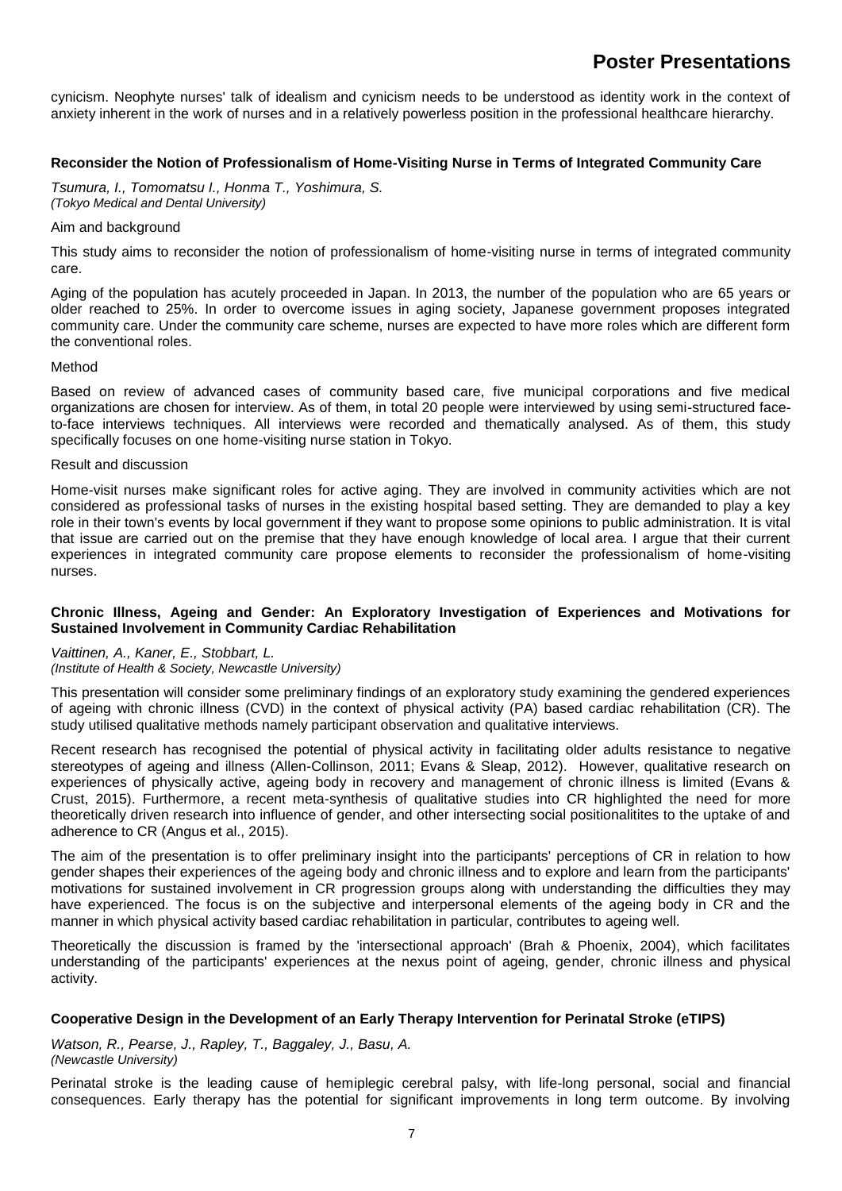cynicism. Neophyte nurses' talk of idealism and cynicism needs to be understood as identity work in the context of anxiety inherent in the work of nurses and in a relatively powerless position in the professional healthcare hierarchy.

### Reconsider the Notion of Professionalism of Home-Visiting Nurse in Terms of Integrated Community Care

*Tsumura, I., Tomomatsu I., Honma T., Yoshimura, S.*
*(Tokyo Medical and Dental University)*

Aim and background

This study aims to reconsider the notion of professionalism of home-visiting nurse in terms of integrated community care.

Aging of the population has acutely proceeded in Japan. In 2013, the number of the population who are 65 years or older reached to 25%. In order to overcome issues in aging society, Japanese government proposes integrated community care. Under the community care scheme, nurses are expected to have more roles which are different form the conventional roles.

Method

Based on review of advanced cases of community based care, five municipal corporations and five medical organizations are chosen for interview. As of them, in total 20 people were interviewed by using semi-structured face-to-face interviews techniques. All interviews were recorded and thematically analysed. As of them, this study specifically focuses on one home-visiting nurse station in Tokyo.

Result and discussion

Home-visit nurses make significant roles for active aging. They are involved in community activities which are not considered as professional tasks of nurses in the existing hospital based setting. They are demanded to play a key role in their town's events by local government if they want to propose some opinions to public administration. It is vital that issue are carried out on the premise that they have enough knowledge of local area. I argue that their current experiences in integrated community care propose elements to reconsider the professionalism of home-visiting nurses.

### Chronic Illness, Ageing and Gender: An Exploratory Investigation of Experiences and Motivations for Sustained Involvement in Community Cardiac Rehabilitation

*Vaittinen, A., Kaner, E., Stobbart, L.*
*(Institute of Health & Society, Newcastle University)*

This presentation will consider some preliminary findings of an exploratory study examining the gendered experiences of ageing with chronic illness (CVD) in the context of physical activity (PA) based cardiac rehabilitation (CR). The study utilised qualitative methods namely participant observation and qualitative interviews.

Recent research has recognised the potential of physical activity in facilitating older adults resistance to negative stereotypes of ageing and illness (Allen-Collinson, 2011; Evans & Sleap, 2012). However, qualitative research on experiences of physically active, ageing body in recovery and management of chronic illness is limited (Evans & Crust, 2015). Furthermore, a recent meta-synthesis of qualitative studies into CR highlighted the need for more theoretically driven research into influence of gender, and other intersecting social positionalitites to the uptake of and adherence to CR (Angus et al., 2015).

The aim of the presentation is to offer preliminary insight into the participants' perceptions of CR in relation to how gender shapes their experiences of the ageing body and chronic illness and to explore and learn from the participants' motivations for sustained involvement in CR progression groups along with understanding the difficulties they may have experienced. The focus is on the subjective and interpersonal elements of the ageing body in CR and the manner in which physical activity based cardiac rehabilitation in particular, contributes to ageing well.

Theoretically the discussion is framed by the 'intersectional approach' (Brah & Phoenix, 2004), which facilitates understanding of the participants' experiences at the nexus point of ageing, gender, chronic illness and physical activity.

### Cooperative Design in the Development of an Early Therapy Intervention for Perinatal Stroke (eTIPS)

*Watson, R., Pearse, J., Rapley, T., Baggaley, J., Basu, A.*
*(Newcastle University)*

Perinatal stroke is the leading cause of hemiplegic cerebral palsy, with life-long personal, social and financial consequences. Early therapy has the potential for significant improvements in long term outcome. By involving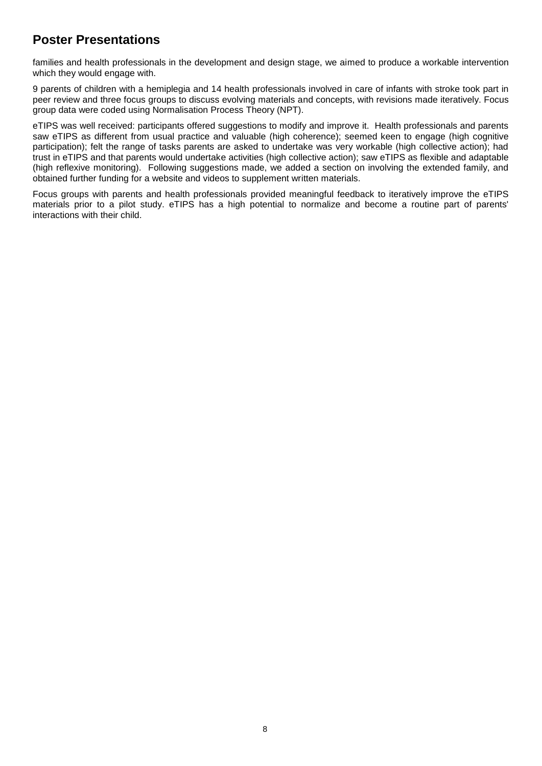# Poster Presentations

families and health professionals in the development and design stage, we aimed to produce a workable intervention which they would engage with.

9 parents of children with a hemiplegia and 14 health professionals involved in care of infants with stroke took part in peer review and three focus groups to discuss evolving materials and concepts, with revisions made iteratively. Focus group data were coded using Normalisation Process Theory (NPT).

eTIPS was well received: participants offered suggestions to modify and improve it. Health professionals and parents saw eTIPS as different from usual practice and valuable (high coherence); seemed keen to engage (high cognitive participation); felt the range of tasks parents are asked to undertake was very workable (high collective action); had trust in eTIPS and that parents would undertake activities (high collective action); saw eTIPS as flexible and adaptable (high reflexive monitoring). Following suggestions made, we added a section on involving the extended family, and obtained further funding for a website and videos to supplement written materials.

Focus groups with parents and health professionals provided meaningful feedback to iteratively improve the eTIPS materials prior to a pilot study. eTIPS has a high potential to normalize and become a routine part of parents' interactions with their child.